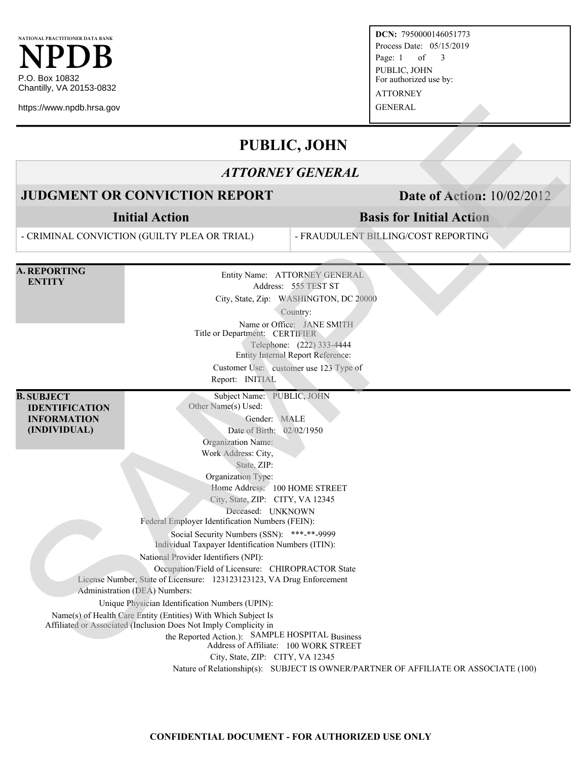NATIONAL PRACTITIONER DATA BANK

# NPDB

P.O. Box 10832
Chantilly, VA 20153-0832

https://www.npdb.hrsa.gov

**DCN:** 7950000146051773
Process Date: 05/15/2019
PUBLIC, JOHN
For authorized use by:
ATTORNEY GENERAL

## PUBLIC, JOHN

### *ATTORNEY GENERAL*

## JUDGMENT OR CONVICTION REPORT — Date of Action: 10/02/2012

| Initial Action | Basis for Initial Action |
|---|---|
| - CRIMINAL CONVICTION (GUILTY PLEA OR TRIAL) | - FRAUDULENT BILLING/COST REPORTING |

### A. REPORTING ENTITY

Entity Name: ATTORNEY GENERAL
Address: 555 TEST ST
City, State, Zip: WASHINGTON, DC 20000
Country:
Name or Office: JANE SMITH
Title or Department: CERTIFIER
Telephone: (222) 333-4444
Entity Internal Report Reference:
Customer Use: customer use 123
Type of Report: INITIAL

### B. SUBJECT IDENTIFICATION INFORMATION (INDIVIDUAL)

Subject Name: PUBLIC, JOHN
Other Name(s) Used:
Gender: MALE
Date of Birth: 02/02/1950
Organization Name:
Work Address: City, State, ZIP:
Organization Type:
Home Address: 100 HOME STREET
City, State, ZIP: CITY, VA 12345
Deceased: UNKNOWN
Federal Employer Identification Numbers (FEIN):
Social Security Numbers (SSN): ***-**-9999
Individual Taxpayer Identification Numbers (ITIN):
National Provider Identifiers (NPI):
Occupation/Field of Licensure: CHIROPRACTOR
State License Number, State of Licensure: 123123123123, VA
Drug Enforcement Administration (DEA) Numbers:
Unique Physician Identification Numbers (UPIN):
Name(s) of Health Care Entity (Entities) With Which Subject Is Affiliated or Associated (Inclusion Does Not Imply Complicity in the Reported Action.): SAMPLE HOSPITAL
Business Address of Affiliate: 100 WORK STREET
City, State, ZIP: CITY, VA 12345
Nature of Relationship(s): SUBJECT IS OWNER/PARTNER OF AFFILIATE OR ASSOCIATE (100)

**CONFIDENTIAL DOCUMENT - FOR AUTHORIZED USE ONLY**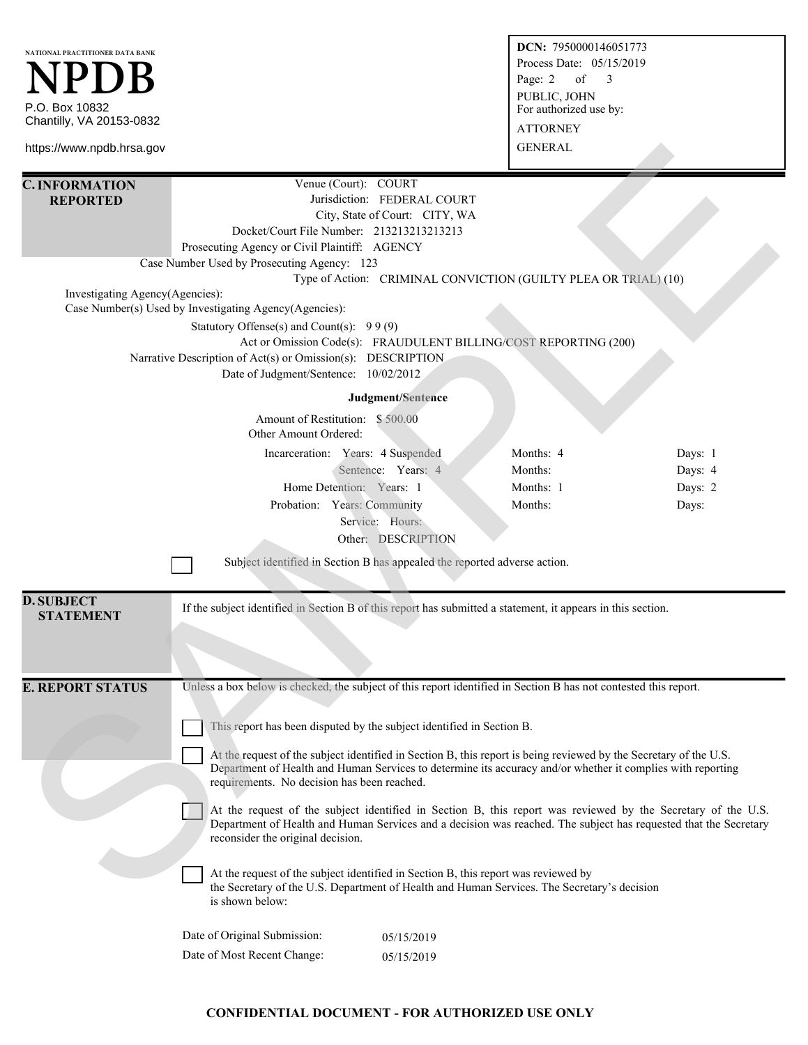NATIONAL PRACTITIONER DATA BANK

# NPDB

P.O. Box 10832
Chantilly, VA 20153-0832

https://www.npdb.hrsa.gov

**DCN:** 7950000146051773
Process Date: 05/15/2019
PUBLIC, JOHN
For authorized use by:
ATTORNEY GENERAL

## C. INFORMATION REPORTED

Venue (Court): COURT
Jurisdiction: FEDERAL COURT
City, State of Court: CITY, WA
Docket/Court File Number: 213213213213213
Prosecuting Agency or Civil Plaintiff: AGENCY
Case Number Used by Prosecuting Agency: 123
Type of Action: CRIMINAL CONVICTION (GUILTY PLEA OR TRIAL) (10)
Investigating Agency(Agencies):
Case Number(s) Used by Investigating Agency(Agencies):
Statutory Offense(s) and Count(s): 9 9 (9)
Act or Omission Code(s): FRAUDULENT BILLING/COST REPORTING (200)
Narrative Description of Act(s) or Omission(s): DESCRIPTION
Date of Judgment/Sentence: 10/02/2012

**Judgment/Sentence**

Amount of Restitution: $ 500.00
Other Amount Ordered:

| | | | |
|---|---|---|---|
| Incarceration: | Years: 4 Suspended | Months: 4 | Days: 1 |
| Sentence: | Years: 4 | Months: | Days: 4 |
| Home Detention: | Years: 1 | Months: 1 | Days: 2 |
| Probation: | Years: Community | Months: | Days: |
| Service: | Hours: | | |
| Other: | DESCRIPTION | | |

☐ Subject identified in Section B has appealed the reported adverse action.

## D. SUBJECT STATEMENT

If the subject identified in Section B of this report has submitted a statement, it appears in this section.

## E. REPORT STATUS

Unless a box below is checked, the subject of this report identified in Section B has not contested this report.

☐ This report has been disputed by the subject identified in Section B.

☐ At the request of the subject identified in Section B, this report is being reviewed by the Secretary of the U.S. Department of Health and Human Services to determine its accuracy and/or whether it complies with reporting requirements. No decision has been reached.

☐ At the request of the subject identified in Section B, this report was reviewed by the Secretary of the U.S. Department of Health and Human Services and a decision was reached. The subject has requested that the Secretary reconsider the original decision.

☐ At the request of the subject identified in Section B, this report was reviewed by the Secretary of the U.S. Department of Health and Human Services. The Secretary's decision is shown below:

Date of Original Submission: 05/15/2019
Date of Most Recent Change: 05/15/2019

**CONFIDENTIAL DOCUMENT - FOR AUTHORIZED USE ONLY**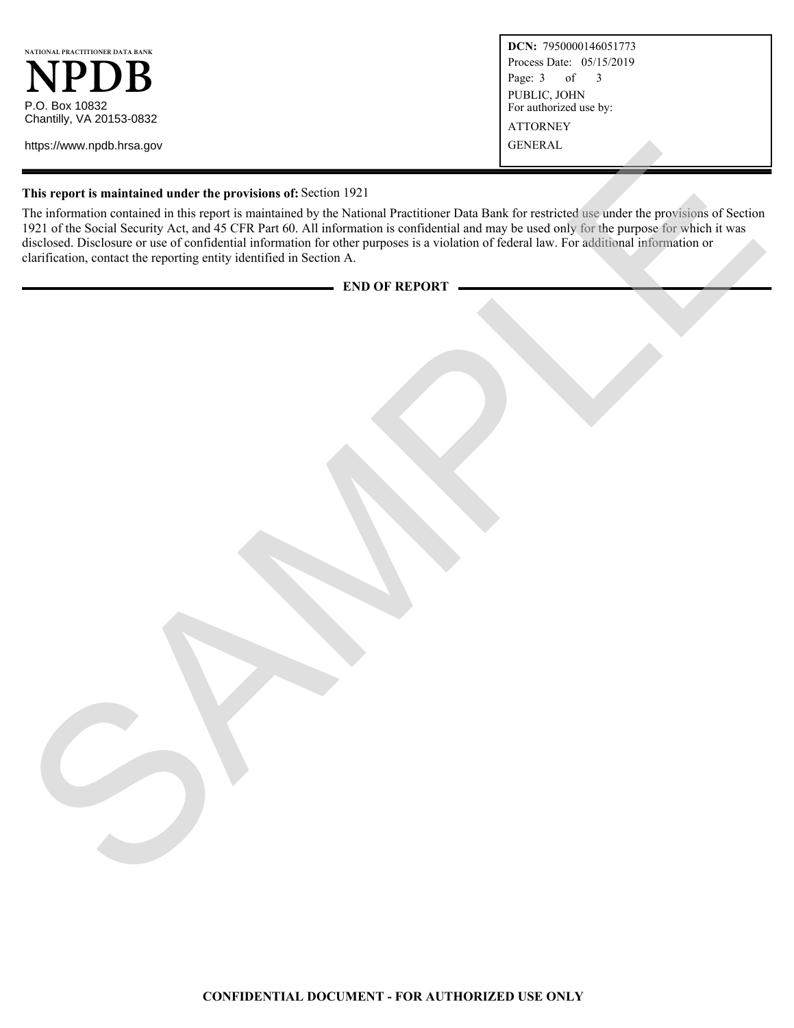NATIONAL PRACTITIONER DATA BANK

# NPDB

P.O. Box 10832
Chantilly, VA 20153-0832

https://www.npdb.hrsa.gov

**DCN:** 7950000146051773
Process Date: 05/15/2019
PUBLIC, JOHN
For authorized use by:
ATTORNEY
GENERAL

**This report is maintained under the provisions of:** Section 1921

The information contained in this report is maintained by the National Practitioner Data Bank for restricted use under the provisions of Section 1921 of the Social Security Act, and 45 CFR Part 60. All information is confidential and may be used only for the purpose for which it was disclosed. Disclosure or use of confidential information for other purposes is a violation of federal law. For additional information or clarification, contact the reporting entity identified in Section A.

**END OF REPORT**

SAMPLE

**CONFIDENTIAL DOCUMENT - FOR AUTHORIZED USE ONLY**